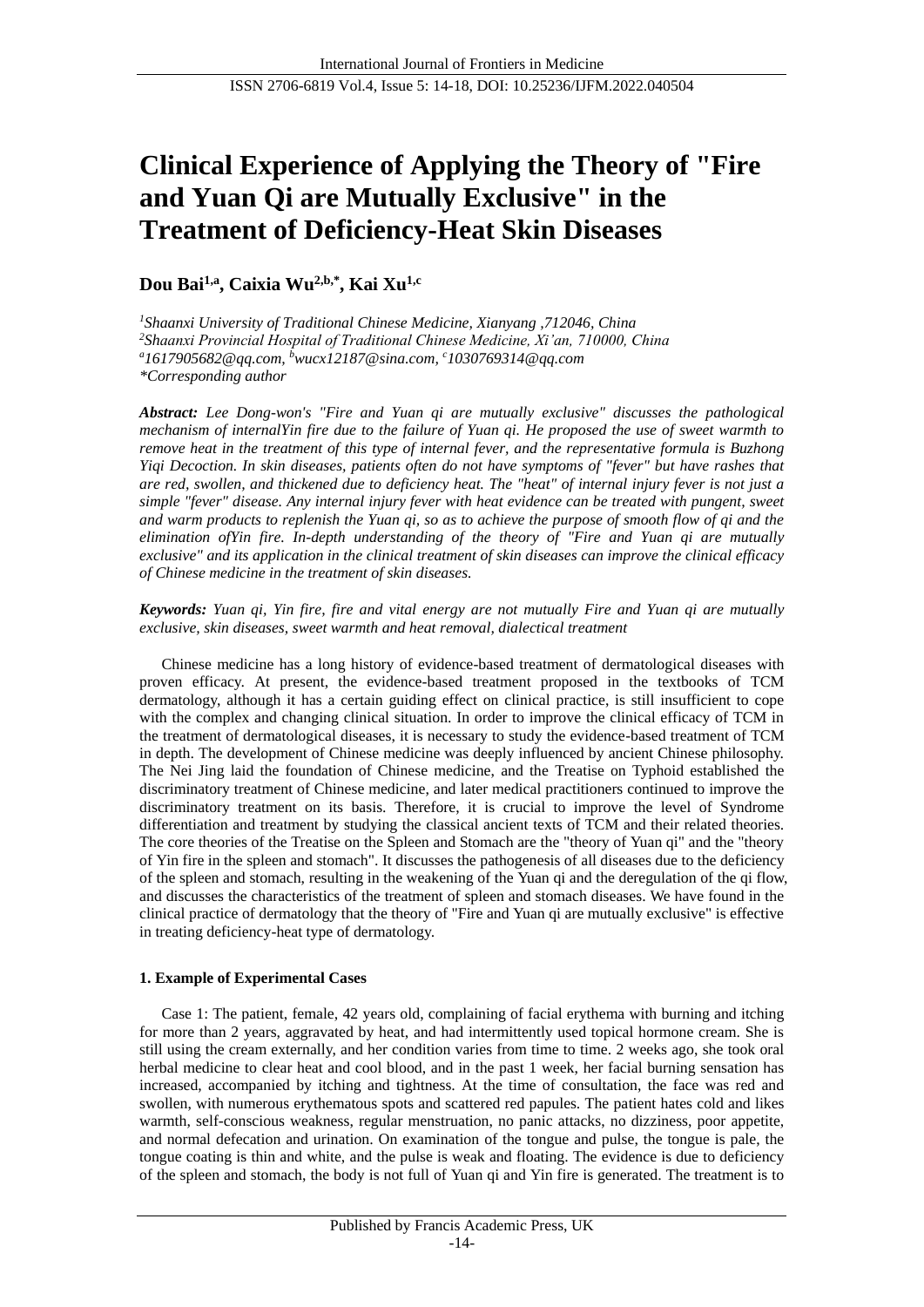# Clinical Experience of Applying the Theory of "Fire and Yuan Qi are Mutually Exclusive" in the Treatment of Deficiency-Heat Skin Diseases

**Dou Bai[1,a], Caixia Wu[2,b,*], Kai Xu[1,c]**

*[1]Shaanxi University of Traditional Chinese Medicine, Xianyang ,712046, China*
*[2]Shaanxi Provincial Hospital of Traditional Chinese Medicine, Xi'an, 710000, China*
*[a]1617905682@qq.com, [b]wucx12187@sina.com, [c]1030769314@qq.com*
*\*Corresponding author*

***Abstract:*** *Lee Dong-won's "Fire and Yuan qi are mutually exclusive" discusses the pathological mechanism of internalYin fire due to the failure of Yuan qi. He proposed the use of sweet warmth to remove heat in the treatment of this type of internal fever, and the representative formula is Buzhong Yiqi Decoction. In skin diseases, patients often do not have symptoms of "fever" but have rashes that are red, swollen, and thickened due to deficiency heat. The "heat" of internal injury fever is not just a simple "fever" disease. Any internal injury fever with heat evidence can be treated with pungent, sweet and warm products to replenish the Yuan qi, so as to achieve the purpose of smooth flow of qi and the elimination ofYin fire. In-depth understanding of the theory of "Fire and Yuan qi are mutually exclusive" and its application in the clinical treatment of skin diseases can improve the clinical efficacy of Chinese medicine in the treatment of skin diseases.*

***Keywords:*** *Yuan qi, Yin fire, fire and vital energy are not mutually Fire and Yuan qi are mutually exclusive, skin diseases, sweet warmth and heat removal, dialectical treatment*

Chinese medicine has a long history of evidence-based treatment of dermatological diseases with proven efficacy. At present, the evidence-based treatment proposed in the textbooks of TCM dermatology, although it has a certain guiding effect on clinical practice, is still insufficient to cope with the complex and changing clinical situation. In order to improve the clinical efficacy of TCM in the treatment of dermatological diseases, it is necessary to study the evidence-based treatment of TCM in depth. The development of Chinese medicine was deeply influenced by ancient Chinese philosophy. The Nei Jing laid the foundation of Chinese medicine, and the Treatise on Typhoid established the discriminatory treatment of Chinese medicine, and later medical practitioners continued to improve the discriminatory treatment on its basis. Therefore, it is crucial to improve the level of Syndrome differentiation and treatment by studying the classical ancient texts of TCM and their related theories. The core theories of the Treatise on the Spleen and Stomach are the "theory of Yuan qi" and the "theory of Yin fire in the spleen and stomach". It discusses the pathogenesis of all diseases due to the deficiency of the spleen and stomach, resulting in the weakening of the Yuan qi and the deregulation of the qi flow, and discusses the characteristics of the treatment of spleen and stomach diseases. We have found in the clinical practice of dermatology that the theory of "Fire and Yuan qi are mutually exclusive" is effective in treating deficiency-heat type of dermatology.

## 1. Example of Experimental Cases

Case 1: The patient, female, 42 years old, complaining of facial erythema with burning and itching for more than 2 years, aggravated by heat, and had intermittently used topical hormone cream. She is still using the cream externally, and her condition varies from time to time. 2 weeks ago, she took oral herbal medicine to clear heat and cool blood, and in the past 1 week, her facial burning sensation has increased, accompanied by itching and tightness. At the time of consultation, the face was red and swollen, with numerous erythematous spots and scattered red papules. The patient hates cold and likes warmth, self-conscious weakness, regular menstruation, no panic attacks, no dizziness, poor appetite, and normal defecation and urination. On examination of the tongue and pulse, the tongue is pale, the tongue coating is thin and white, and the pulse is weak and floating. The evidence is due to deficiency of the spleen and stomach, the body is not full of Yuan qi and Yin fire is generated. The treatment is to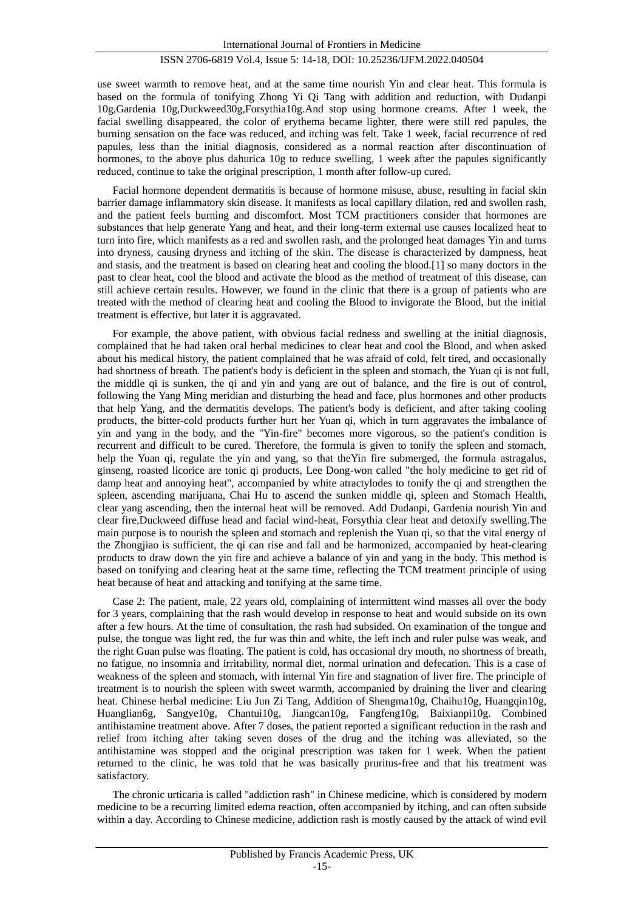use sweet warmth to remove heat, and at the same time nourish Yin and clear heat. This formula is based on the formula of tonifying Zhong Yi Qi Tang with addition and reduction, with Dudanpi 10g,Gardenia 10g,Duckweed30g,Forsythia10g.And stop using hormone creams. After 1 week, the facial swelling disappeared, the color of erythema became lighter, there were still red papules, the burning sensation on the face was reduced, and itching was felt. Take 1 week, facial recurrence of red papules, less than the initial diagnosis, considered as a normal reaction after discontinuation of hormones, to the above plus dahurica 10g to reduce swelling, 1 week after the papules significantly reduced, continue to take the original prescription, 1 month after follow-up cured.

Facial hormone dependent dermatitis is because of hormone misuse, abuse, resulting in facial skin barrier damage inflammatory skin disease. It manifests as local capillary dilation, red and swollen rash, and the patient feels burning and discomfort. Most TCM practitioners consider that hormones are substances that help generate Yang and heat, and their long-term external use causes localized heat to turn into fire, which manifests as a red and swollen rash, and the prolonged heat damages Yin and turns into dryness, causing dryness and itching of the skin. The disease is characterized by dampness, heat and stasis, and the treatment is based on clearing heat and cooling the blood.[1] so many doctors in the past to clear heat, cool the blood and activate the blood as the method of treatment of this disease, can still achieve certain results. However, we found in the clinic that there is a group of patients who are treated with the method of clearing heat and cooling the Blood to invigorate the Blood, but the initial treatment is effective, but later it is aggravated.

For example, the above patient, with obvious facial redness and swelling at the initial diagnosis, complained that he had taken oral herbal medicines to clear heat and cool the Blood, and when asked about his medical history, the patient complained that he was afraid of cold, felt tired, and occasionally had shortness of breath. The patient's body is deficient in the spleen and stomach, the Yuan qi is not full, the middle qi is sunken, the qi and yin and yang are out of balance, and the fire is out of control, following the Yang Ming meridian and disturbing the head and face, plus hormones and other products that help Yang, and the dermatitis develops. The patient's body is deficient, and after taking cooling products, the bitter-cold products further hurt her Yuan qi, which in turn aggravates the imbalance of yin and yang in the body, and the "Yin-fire" becomes more vigorous, so the patient's condition is recurrent and difficult to be cured. Therefore, the formula is given to tonify the spleen and stomach, help the Yuan qi, regulate the yin and yang, so that theYin fire submerged, the formula astragalus, ginseng, roasted licorice are tonic qi products, Lee Dong-won called "the holy medicine to get rid of damp heat and annoying heat", accompanied by white atractylodes to tonify the qi and strengthen the spleen, ascending marijuana, Chai Hu to ascend the sunken middle qi, spleen and Stomach Health, clear yang ascending, then the internal heat will be removed. Add Dudanpi, Gardenia nourish Yin and clear fire,Duckweed diffuse head and facial wind-heat, Forsythia clear heat and detoxify swelling.The main purpose is to nourish the spleen and stomach and replenish the Yuan qi, so that the vital energy of the Zhongjiao is sufficient, the qi can rise and fall and be harmonized, accompanied by heat-clearing products to draw down the yin fire and achieve a balance of yin and yang in the body. This method is based on tonifying and clearing heat at the same time, reflecting the TCM treatment principle of using heat because of heat and attacking and tonifying at the same time.

Case 2: The patient, male, 22 years old, complaining of intermittent wind masses all over the body for 3 years, complaining that the rash would develop in response to heat and would subside on its own after a few hours. At the time of consultation, the rash had subsided. On examination of the tongue and pulse, the tongue was light red, the fur was thin and white, the left inch and ruler pulse was weak, and the right Guan pulse was floating. The patient is cold, has occasional dry mouth, no shortness of breath, no fatigue, no insomnia and irritability, normal diet, normal urination and defecation. This is a case of weakness of the spleen and stomach, with internal Yin fire and stagnation of liver fire. The principle of treatment is to nourish the spleen with sweet warmth, accompanied by draining the liver and clearing heat. Chinese herbal medicine: Liu Jun Zi Tang, Addition of Shengma10g, Chaihu10g, Huangqin10g, Huanglian6g, Sangye10g, Chantui10g, Jiangcan10g, Fangfeng10g, Baixianpi10g. Combined antihistamine treatment above. After 7 doses, the patient reported a significant reduction in the rash and relief from itching after taking seven doses of the drug and the itching was alleviated, so the antihistamine was stopped and the original prescription was taken for 1 week. When the patient returned to the clinic, he was told that he was basically pruritus-free and that his treatment was satisfactory.

The chronic urticaria is called "addiction rash" in Chinese medicine, which is considered by modern medicine to be a recurring limited edema reaction, often accompanied by itching, and can often subside within a day. According to Chinese medicine, addiction rash is mostly caused by the attack of wind evil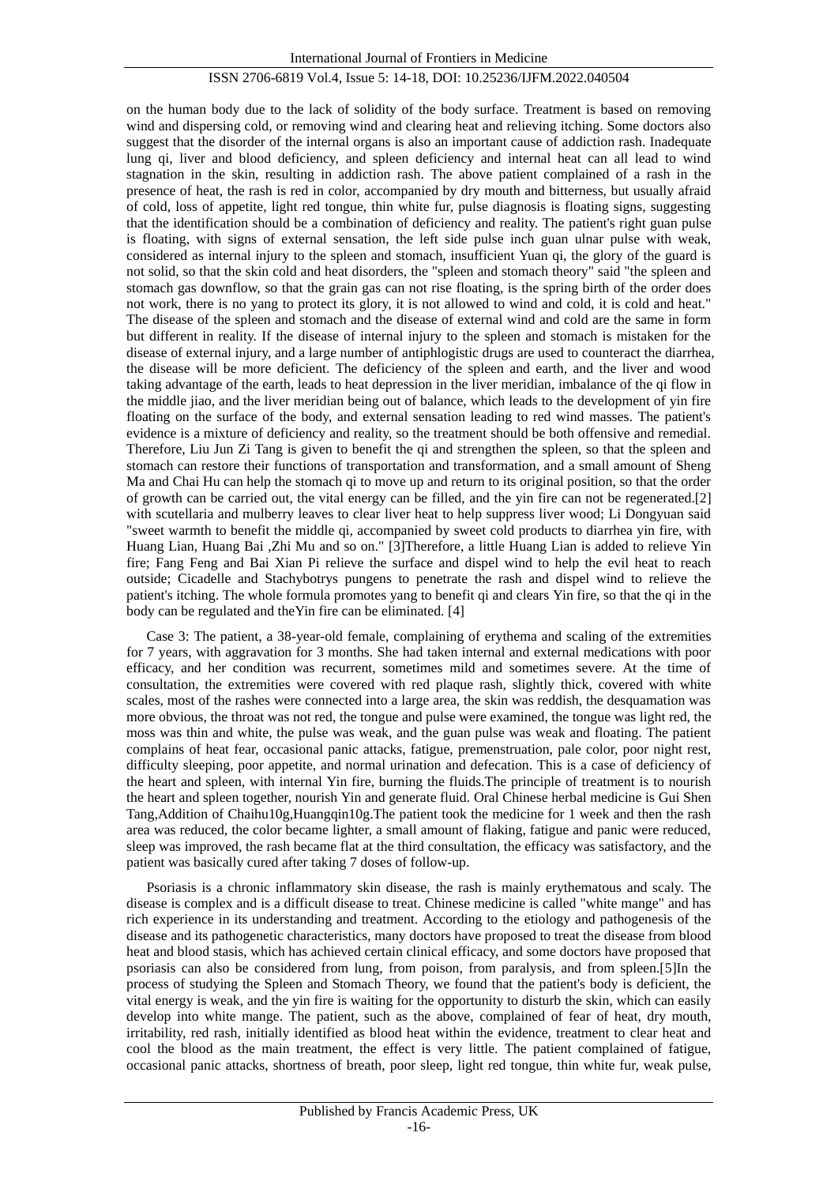on the human body due to the lack of solidity of the body surface. Treatment is based on removing wind and dispersing cold, or removing wind and clearing heat and relieving itching. Some doctors also suggest that the disorder of the internal organs is also an important cause of addiction rash. Inadequate lung qi, liver and blood deficiency, and spleen deficiency and internal heat can all lead to wind stagnation in the skin, resulting in addiction rash. The above patient complained of a rash in the presence of heat, the rash is red in color, accompanied by dry mouth and bitterness, but usually afraid of cold, loss of appetite, light red tongue, thin white fur, pulse diagnosis is floating signs, suggesting that the identification should be a combination of deficiency and reality. The patient's right guan pulse is floating, with signs of external sensation, the left side pulse inch guan ulnar pulse with weak, considered as internal injury to the spleen and stomach, insufficient Yuan qi, the glory of the guard is not solid, so that the skin cold and heat disorders, the "spleen and stomach theory" said "the spleen and stomach gas downflow, so that the grain gas can not rise floating, is the spring birth of the order does not work, there is no yang to protect its glory, it is not allowed to wind and cold, it is cold and heat." The disease of the spleen and stomach and the disease of external wind and cold are the same in form but different in reality. If the disease of internal injury to the spleen and stomach is mistaken for the disease of external injury, and a large number of antiphlogistic drugs are used to counteract the diarrhea, the disease will be more deficient. The deficiency of the spleen and earth, and the liver and wood taking advantage of the earth, leads to heat depression in the liver meridian, imbalance of the qi flow in the middle jiao, and the liver meridian being out of balance, which leads to the development of yin fire floating on the surface of the body, and external sensation leading to red wind masses. The patient's evidence is a mixture of deficiency and reality, so the treatment should be both offensive and remedial. Therefore, Liu Jun Zi Tang is given to benefit the qi and strengthen the spleen, so that the spleen and stomach can restore their functions of transportation and transformation, and a small amount of Sheng Ma and Chai Hu can help the stomach qi to move up and return to its original position, so that the order of growth can be carried out, the vital energy can be filled, and the yin fire can not be regenerated.[2] with scutellaria and mulberry leaves to clear liver heat to help suppress liver wood; Li Dongyuan said "sweet warmth to benefit the middle qi, accompanied by sweet cold products to diarrhea yin fire, with Huang Lian, Huang Bai ,Zhi Mu and so on." [3]Therefore, a little Huang Lian is added to relieve Yin fire; Fang Feng and Bai Xian Pi relieve the surface and dispel wind to help the evil heat to reach outside; Cicadelle and Stachybotrys pungens to penetrate the rash and dispel wind to relieve the patient's itching. The whole formula promotes yang to benefit qi and clears Yin fire, so that the qi in the body can be regulated and theYin fire can be eliminated. [4]

Case 3: The patient, a 38-year-old female, complaining of erythema and scaling of the extremities for 7 years, with aggravation for 3 months. She had taken internal and external medications with poor efficacy, and her condition was recurrent, sometimes mild and sometimes severe. At the time of consultation, the extremities were covered with red plaque rash, slightly thick, covered with white scales, most of the rashes were connected into a large area, the skin was reddish, the desquamation was more obvious, the throat was not red, the tongue and pulse were examined, the tongue was light red, the moss was thin and white, the pulse was weak, and the guan pulse was weak and floating. The patient complains of heat fear, occasional panic attacks, fatigue, premenstruation, pale color, poor night rest, difficulty sleeping, poor appetite, and normal urination and defecation. This is a case of deficiency of the heart and spleen, with internal Yin fire, burning the fluids.The principle of treatment is to nourish the heart and spleen together, nourish Yin and generate fluid. Oral Chinese herbal medicine is Gui Shen Tang,Addition of Chaihu10g,Huangqin10g.The patient took the medicine for 1 week and then the rash area was reduced, the color became lighter, a small amount of flaking, fatigue and panic were reduced, sleep was improved, the rash became flat at the third consultation, the efficacy was satisfactory, and the patient was basically cured after taking 7 doses of follow-up.

Psoriasis is a chronic inflammatory skin disease, the rash is mainly erythematous and scaly. The disease is complex and is a difficult disease to treat. Chinese medicine is called "white mange" and has rich experience in its understanding and treatment. According to the etiology and pathogenesis of the disease and its pathogenetic characteristics, many doctors have proposed to treat the disease from blood heat and blood stasis, which has achieved certain clinical efficacy, and some doctors have proposed that psoriasis can also be considered from lung, from poison, from paralysis, and from spleen.[5]In the process of studying the Spleen and Stomach Theory, we found that the patient's body is deficient, the vital energy is weak, and the yin fire is waiting for the opportunity to disturb the skin, which can easily develop into white mange. The patient, such as the above, complained of fear of heat, dry mouth, irritability, red rash, initially identified as blood heat within the evidence, treatment to clear heat and cool the blood as the main treatment, the effect is very little. The patient complained of fatigue, occasional panic attacks, shortness of breath, poor sleep, light red tongue, thin white fur, weak pulse,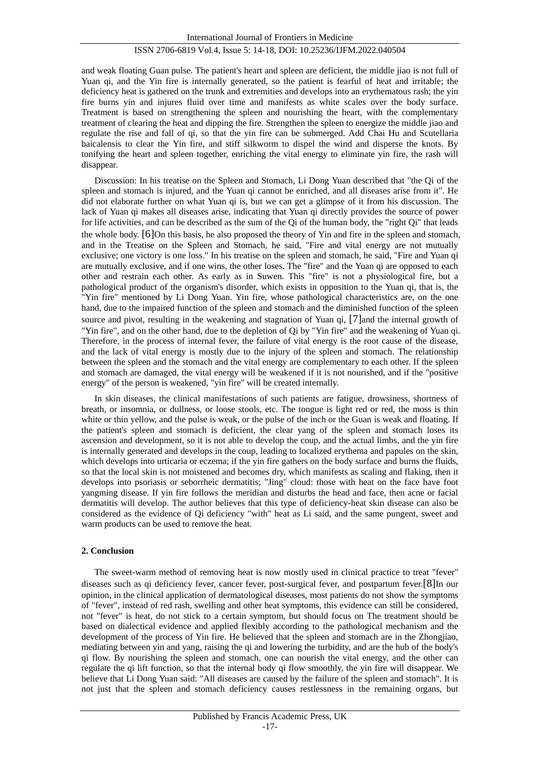and weak floating Guan pulse. The patient's heart and spleen are deficient, the middle jiao is not full of Yuan qi, and the Yin fire is internally generated, so the patient is fearful of heat and irritable; the deficiency heat is gathered on the trunk and extremities and develops into an erythematous rash; the yin fire burns yin and injures fluid over time and manifests as white scales over the body surface. Treatment is based on strengthening the spleen and nourishing the heart, with the complementary treatment of clearing the heat and dipping the fire. Strengthen the spleen to energize the middle jiao and regulate the rise and fall of qi, so that the yin fire can be submerged. Add Chai Hu and Scutellaria baicalensis to clear the Yin fire, and stiff silkworm to dispel the wind and disperse the knots. By tonifying the heart and spleen together, enriching the vital energy to eliminate yin fire, the rash will disappear.

Discussion: In his treatise on the Spleen and Stomach, Li Dong Yuan described that "the Qi of the spleen and stomach is injured, and the Yuan qi cannot be enriched, and all diseases arise from it". He did not elaborate further on what Yuan qi is, but we can get a glimpse of it from his discussion. The lack of Yuan qi makes all diseases arise, indicating that Yuan qi directly provides the source of power for life activities, and can be described as the sum of the Qi of the human body, the "right Qi" that leads the whole body. [6]On this basis, he also proposed the theory of Yin and fire in the spleen and stomach, and in the Treatise on the Spleen and Stomach, he said, "Fire and vital energy are not mutually exclusive; one victory is one loss." In his treatise on the spleen and stomach, he said, "Fire and Yuan qi are mutually exclusive, and if one wins, the other loses. The "fire" and the Yuan qi are opposed to each other and restrain each other. As early as in Suwen. This "fire" is not a physiological fire, but a pathological product of the organism's disorder, which exists in opposition to the Yuan qi, that is, the "Yin fire" mentioned by Li Dong Yuan. Yin fire, whose pathological characteristics are, on the one hand, due to the impaired function of the spleen and stomach and the diminished function of the spleen source and pivot, resulting in the weakening and stagnation of Yuan qi, [7]and the internal growth of "Yin fire", and on the other hand, due to the depletion of Qi by "Yin fire" and the weakening of Yuan qi. Therefore, in the process of internal fever, the failure of vital energy is the root cause of the disease, and the lack of vital energy is mostly due to the injury of the spleen and stomach. The relationship between the spleen and the stomach and the vital energy are complementary to each other. If the spleen and stomach are damaged, the vital energy will be weakened if it is not nourished, and if the "positive energy" of the person is weakened, "yin fire" will be created internally.

In skin diseases, the clinical manifestations of such patients are fatigue, drowsiness, shortness of breath, or insomnia, or dullness, or loose stools, etc. The tongue is light red or red, the moss is thin white or thin yellow, and the pulse is weak, or the pulse of the inch or the Guan is weak and floating. If the patient's spleen and stomach is deficient, the clear yang of the spleen and stomach loses its ascension and development, so it is not able to develop the coup, and the actual limbs, and the yin fire is internally generated and develops in the coup, leading to localized erythema and papules on the skin, which develops into urticaria or eczema; if the yin fire gathers on the body surface and burns the fluids, so that the local skin is not moistened and becomes dry, which manifests as scaling and flaking, then it develops into psoriasis or seborrheic dermatitis; "Jing" cloud: those with heat on the face have foot yangming disease. If yin fire follows the meridian and disturbs the head and face, then acne or facial dermatitis will develop. The author believes that this type of deficiency-heat skin disease can also be considered as the evidence of Qi deficiency "with" heat as Li said, and the same pungent, sweet and warm products can be used to remove the heat.

## 2. Conclusion

The sweet-warm method of removing heat is now mostly used in clinical practice to treat "fever" diseases such as qi deficiency fever, cancer fever, post-surgical fever, and postpartum fever.[8]In our opinion, in the clinical application of dermatological diseases, most patients do not show the symptoms of "fever", instead of red rash, swelling and other heat symptoms, this evidence can still be considered, not "fever" is heat, do not stick to a certain symptom, but should focus on The treatment should be based on dialectical evidence and applied flexibly according to the pathological mechanism and the development of the process of Yin fire. He believed that the spleen and stomach are in the Zhongjiao, mediating between yin and yang, raising the qi and lowering the turbidity, and are the hub of the body's qi flow. By nourishing the spleen and stomach, one can nourish the vital energy, and the other can regulate the qi lift function, so that the internal body qi flow smoothly, the yin fire will disappear. We believe that Li Dong Yuan said: "All diseases are caused by the failure of the spleen and stomach". It is not just that the spleen and stomach deficiency causes restlessness in the remaining organs, but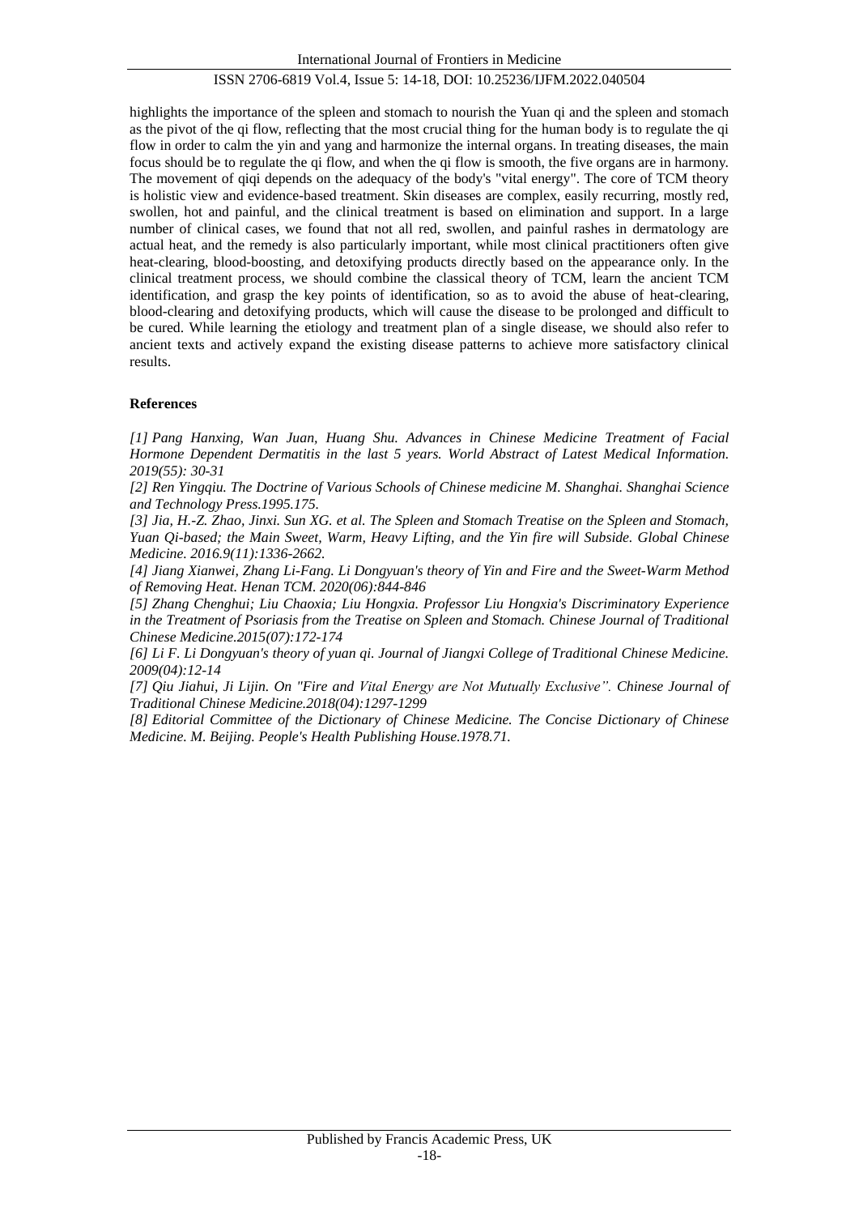highlights the importance of the spleen and stomach to nourish the Yuan qi and the spleen and stomach as the pivot of the qi flow, reflecting that the most crucial thing for the human body is to regulate the qi flow in order to calm the yin and yang and harmonize the internal organs. In treating diseases, the main focus should be to regulate the qi flow, and when the qi flow is smooth, the five organs are in harmony. The movement of qiqi depends on the adequacy of the body's "vital energy". The core of TCM theory is holistic view and evidence-based treatment. Skin diseases are complex, easily recurring, mostly red, swollen, hot and painful, and the clinical treatment is based on elimination and support. In a large number of clinical cases, we found that not all red, swollen, and painful rashes in dermatology are actual heat, and the remedy is also particularly important, while most clinical practitioners often give heat-clearing, blood-boosting, and detoxifying products directly based on the appearance only. In the clinical treatment process, we should combine the classical theory of TCM, learn the ancient TCM identification, and grasp the key points of identification, so as to avoid the abuse of heat-clearing, blood-clearing and detoxifying products, which will cause the disease to be prolonged and difficult to be cured. While learning the etiology and treatment plan of a single disease, we should also refer to ancient texts and actively expand the existing disease patterns to achieve more satisfactory clinical results.

## References

*[1] Pang Hanxing, Wan Juan, Huang Shu. Advances in Chinese Medicine Treatment of Facial Hormone Dependent Dermatitis in the last 5 years. World Abstract of Latest Medical Information. 2019(55): 30-31*

*[2] Ren Yingqiu. The Doctrine of Various Schools of Chinese medicine M. Shanghai. Shanghai Science and Technology Press.1995.175.*

*[3] Jia, H.-Z. Zhao, Jinxi. Sun XG. et al. The Spleen and Stomach Treatise on the Spleen and Stomach, Yuan Qi-based; the Main Sweet, Warm, Heavy Lifting, and the Yin fire will Subside. Global Chinese Medicine. 2016.9(11):1336-2662.*

*[4] Jiang Xianwei, Zhang Li-Fang. Li Dongyuan's theory of Yin and Fire and the Sweet-Warm Method of Removing Heat. Henan TCM. 2020(06):844-846*

*[5] Zhang Chenghui; Liu Chaoxia; Liu Hongxia. Professor Liu Hongxia's Discriminatory Experience in the Treatment of Psoriasis from the Treatise on Spleen and Stomach. Chinese Journal of Traditional Chinese Medicine.2015(07):172-174*

*[6] Li F. Li Dongyuan's theory of yuan qi. Journal of Jiangxi College of Traditional Chinese Medicine. 2009(04):12-14*

*[7] Qiu Jiahui, Ji Lijin. On "Fire and Vital Energy are Not Mutually Exclusive". Chinese Journal of Traditional Chinese Medicine.2018(04):1297-1299*

*[8] Editorial Committee of the Dictionary of Chinese Medicine. The Concise Dictionary of Chinese Medicine. M. Beijing. People's Health Publishing House.1978.71.*